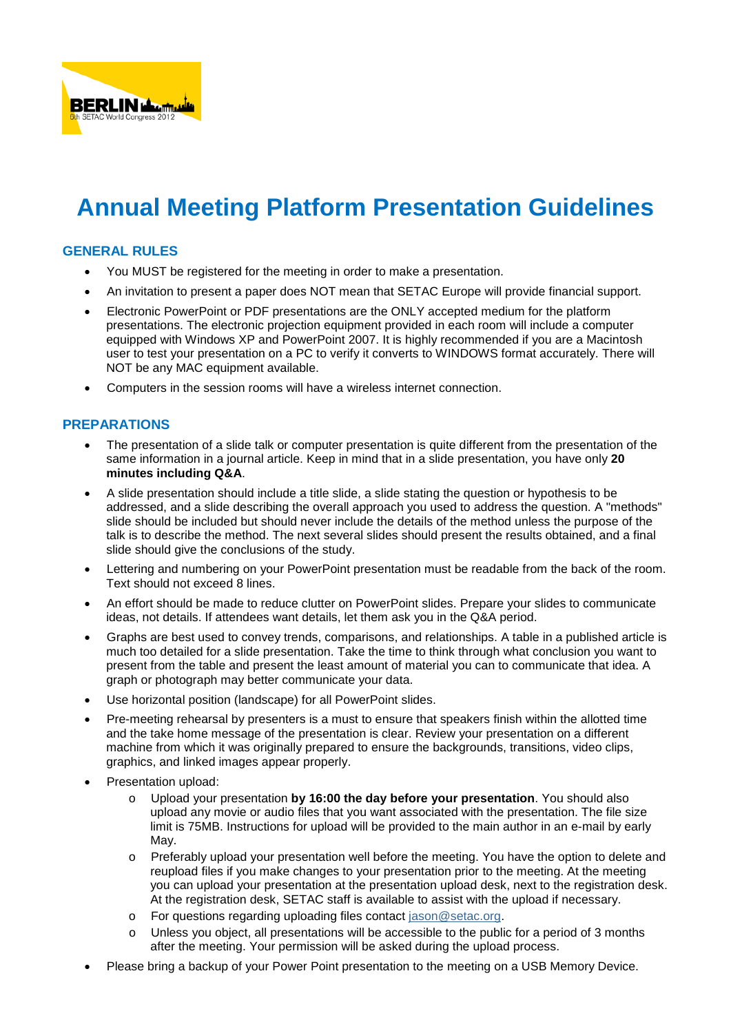BERLIN
6th SETAC World Congress 2012

# Annual Meeting Platform Presentation Guidelines

## GENERAL RULES

- You MUST be registered for the meeting in order to make a presentation.
- An invitation to present a paper does NOT mean that SETAC Europe will provide financial support.
- Electronic PowerPoint or PDF presentations are the ONLY accepted medium for the platform presentations. The electronic projection equipment provided in each room will include a computer equipped with Windows XP and PowerPoint 2007. It is highly recommended if you are a Macintosh user to test your presentation on a PC to verify it converts to WINDOWS format accurately. There will NOT be any MAC equipment available.
- Computers in the session rooms will have a wireless internet connection.

## PREPARATIONS

- The presentation of a slide talk or computer presentation is quite different from the presentation of the same information in a journal article. Keep in mind that in a slide presentation, you have only **20 minutes including Q&A**.
- A slide presentation should include a title slide, a slide stating the question or hypothesis to be addressed, and a slide describing the overall approach you used to address the question. A "methods" slide should be included but should never include the details of the method unless the purpose of the talk is to describe the method. The next several slides should present the results obtained, and a final slide should give the conclusions of the study.
- Lettering and numbering on your PowerPoint presentation must be readable from the back of the room. Text should not exceed 8 lines.
- An effort should be made to reduce clutter on PowerPoint slides. Prepare your slides to communicate ideas, not details. If attendees want details, let them ask you in the Q&A period.
- Graphs are best used to convey trends, comparisons, and relationships. A table in a published article is much too detailed for a slide presentation. Take the time to think through what conclusion you want to present from the table and present the least amount of material you can to communicate that idea. A graph or photograph may better communicate your data.
- Use horizontal position (landscape) for all PowerPoint slides.
- Pre-meeting rehearsal by presenters is a must to ensure that speakers finish within the allotted time and the take home message of the presentation is clear. Review your presentation on a different machine from which it was originally prepared to ensure the backgrounds, transitions, video clips, graphics, and linked images appear properly.
- Presentation upload:
  - Upload your presentation **by 16:00 the day before your presentation**. You should also upload any movie or audio files that you want associated with the presentation. The file size limit is 75MB. Instructions for upload will be provided to the main author in an e-mail by early May.
  - Preferably upload your presentation well before the meeting. You have the option to delete and reupload files if you make changes to your presentation prior to the meeting. At the meeting you can upload your presentation at the presentation upload desk, next to the registration desk. At the registration desk, SETAC staff is available to assist with the upload if necessary.
  - For questions regarding uploading files contact jason@setac.org.
  - Unless you object, all presentations will be accessible to the public for a period of 3 months after the meeting. Your permission will be asked during the upload process.
- Please bring a backup of your Power Point presentation to the meeting on a USB Memory Device.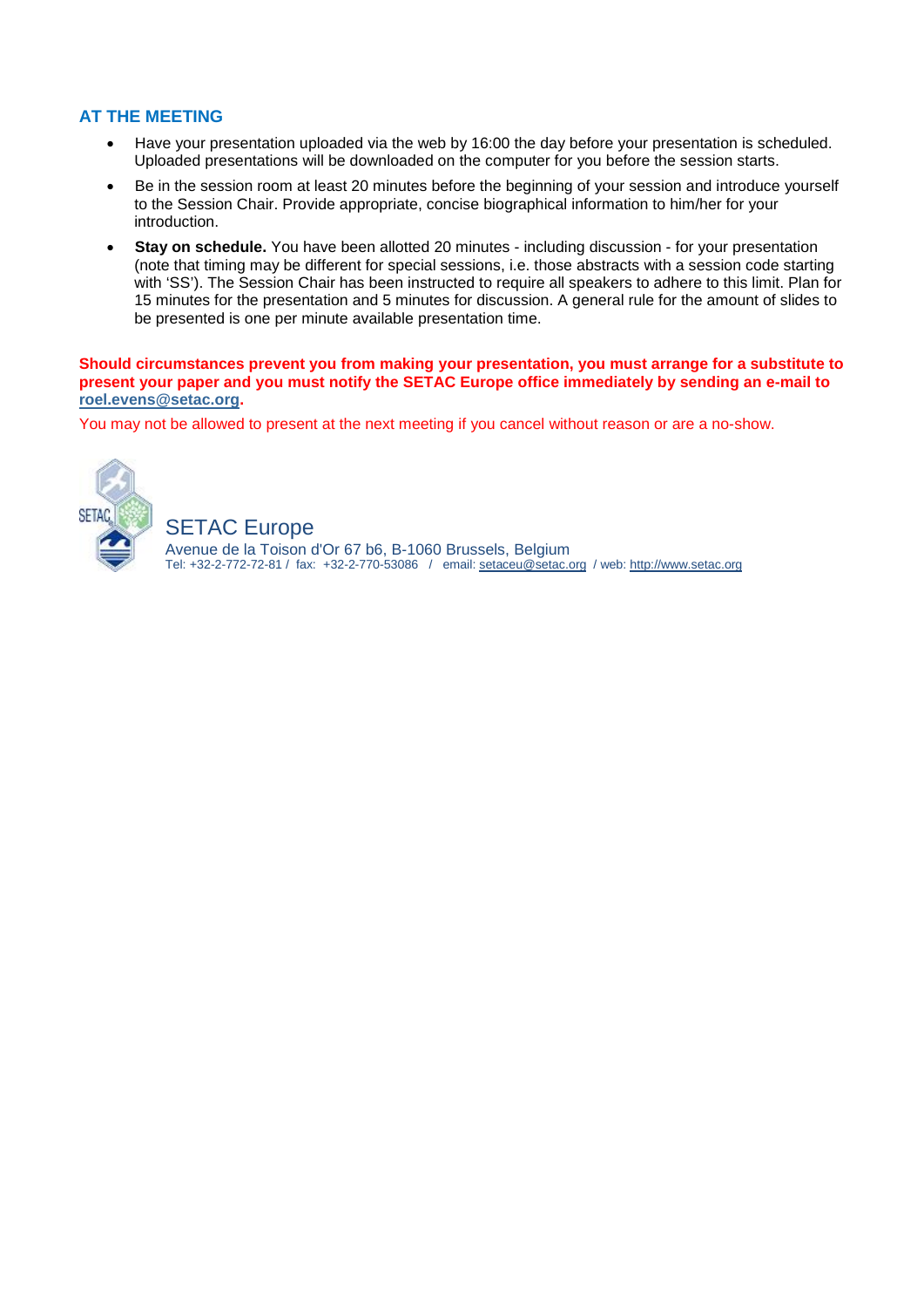## AT THE MEETING

- Have your presentation uploaded via the web by 16:00 the day before your presentation is scheduled. Uploaded presentations will be downloaded on the computer for you before the session starts.
- Be in the session room at least 20 minutes before the beginning of your session and introduce yourself to the Session Chair. Provide appropriate, concise biographical information to him/her for your introduction.
- **Stay on schedule.** You have been allotted 20 minutes - including discussion - for your presentation (note that timing may be different for special sessions, i.e. those abstracts with a session code starting with 'SS'). The Session Chair has been instructed to require all speakers to adhere to this limit. Plan for 15 minutes for the presentation and 5 minutes for discussion. A general rule for the amount of slides to be presented is one per minute available presentation time.

**Should circumstances prevent you from making your presentation, you must arrange for a substitute to present your paper and you must notify the SETAC Europe office immediately by sending an e-mail to roel.evens@setac.org.**

You may not be allowed to present at the next meeting if you cancel without reason or are a no-show.

SETAC Europe
Avenue de la Toison d'Or 67 b6, B-1060 Brussels, Belgium
Tel: +32-2-772-72-81 / fax: +32-2-770-53086 / email: setaceu@setac.org / web: http://www.setac.org